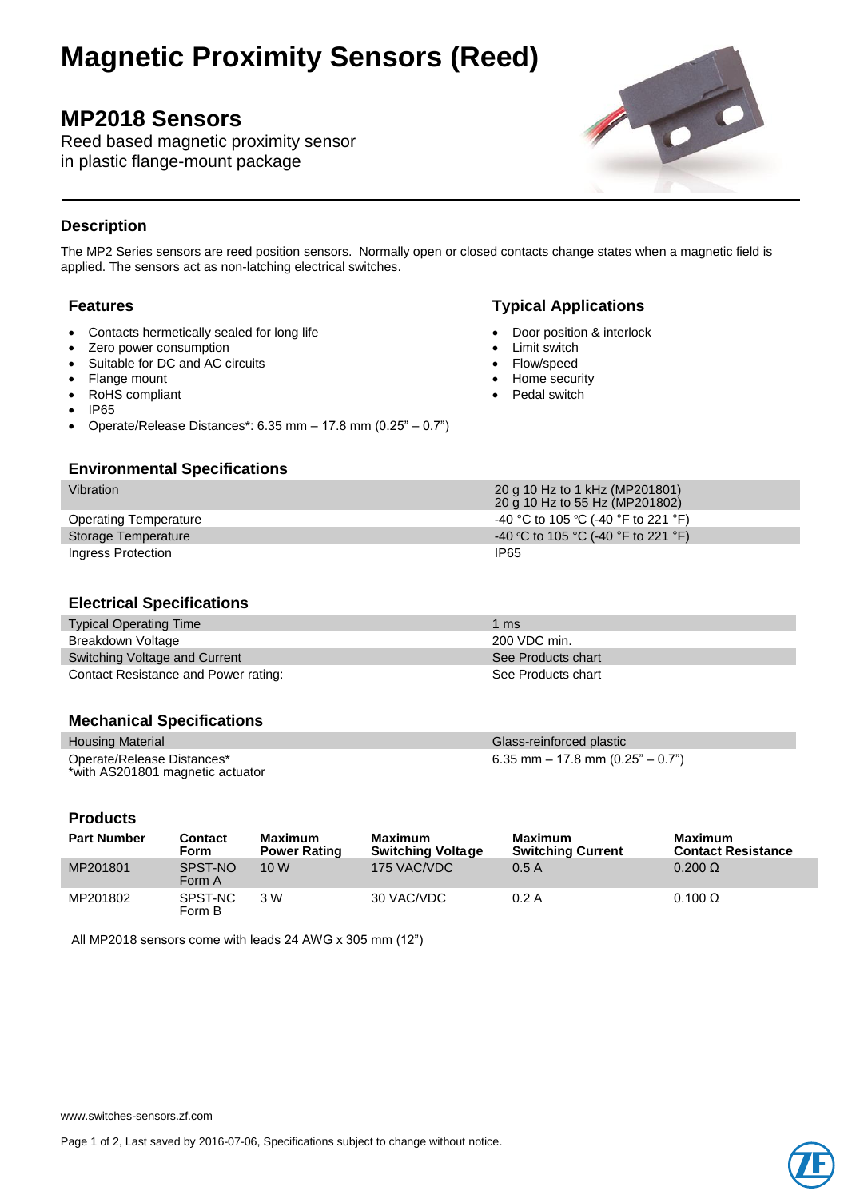# Magnetic Proximity Sensors (Reed)

## MP2018 Sensors

Reed based magnetic proximity sensor
in plastic flange-mount package

### Description

The MP2 Series sensors are reed position sensors. Normally open or closed contacts change states when a magnetic field is applied. The sensors act as non-latching electrical switches.

### Features

- Contacts hermetically sealed for long life
- Zero power consumption
- Suitable for DC and AC circuits
- Flange mount
- RoHS compliant
- IP65
- Operate/Release Distances*: 6.35 mm – 17.8 mm (0.25" – 0.7")

### Typical Applications

- Door position & interlock
- Limit switch
- Flow/speed
- Home security
- Pedal switch

### Environmental Specifications

| | |
|---|---|
| Vibration | 20 g 10 Hz to 1 kHz (MP201801)<br>20 g 10 Hz to 55 Hz (MP201802) |
| Operating Temperature | -40 °C to 105 °C (-40 °F to 221 °F) |
| Storage Temperature | -40 °C to 105 °C (-40 °F to 221 °F) |
| Ingress Protection | IP65 |

### Electrical Specifications

| | |
|---|---|
| Typical Operating Time | 1 ms |
| Breakdown Voltage | 200 VDC min. |
| Switching Voltage and Current | See Products chart |
| Contact Resistance and Power rating: | See Products chart |

### Mechanical Specifications

| | |
|---|---|
| Housing Material | Glass-reinforced plastic |
| Operate/Release Distances*<br>*with AS201801 magnetic actuator | 6.35 mm – 17.8 mm (0.25" – 0.7") |

### Products

| Part Number | Contact Form | Maximum Power Rating | Maximum Switching Voltage | Maximum Switching Current | Maximum Contact Resistance |
|---|---|---|---|---|---|
| MP201801 | SPST-NO Form A | 10 W | 175 VAC/VDC | 0.5 A | 0.200 Ω |
| MP201802 | SPST-NC Form B | 3 W | 30 VAC/VDC | 0.2 A | 0.100 Ω |

All MP2018 sensors come with leads 24 AWG x 305 mm (12")

www.switches-sensors.zf.com

Page 1 of 2, Last saved by 2016-07-06, Specifications subject to change without notice.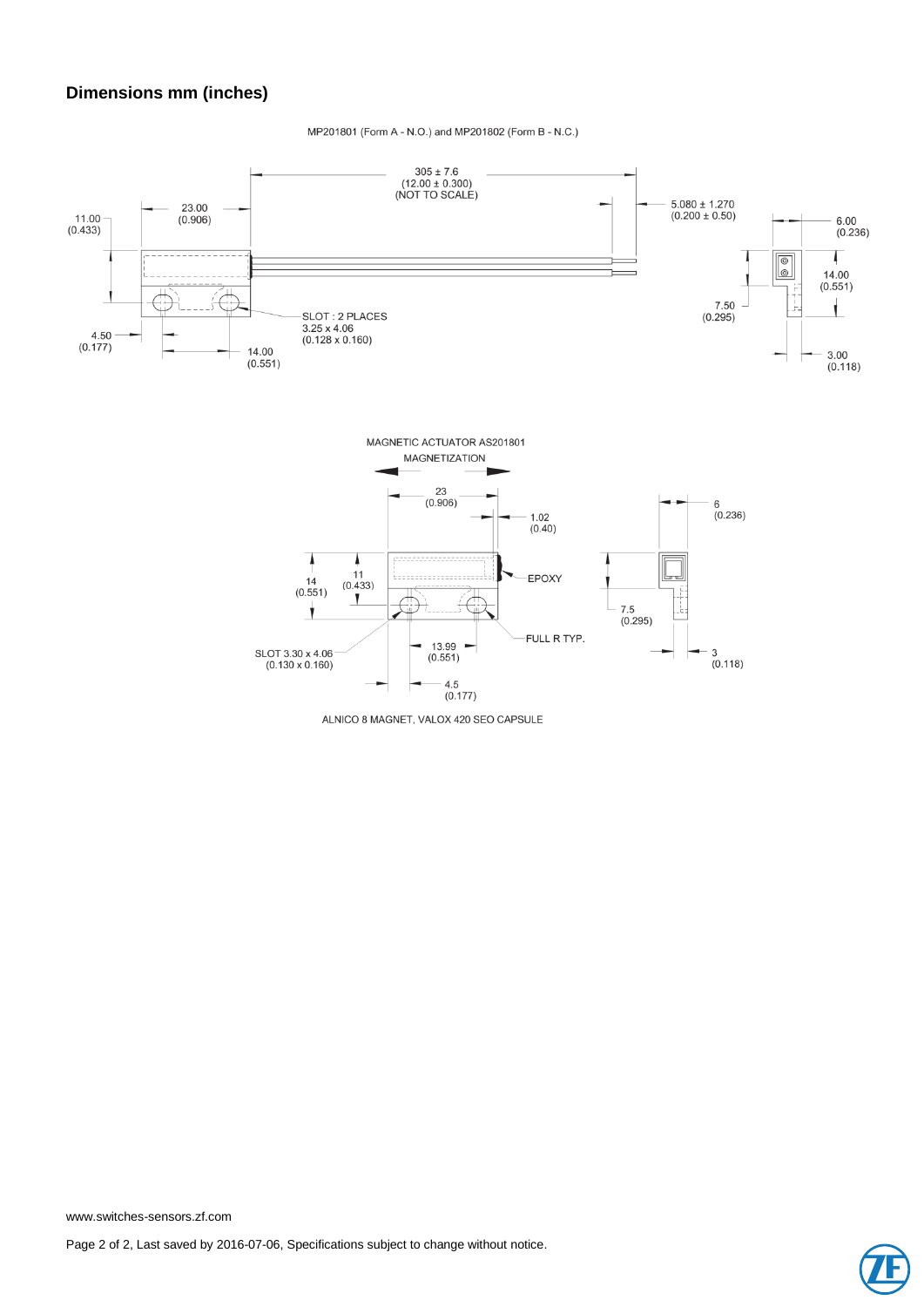## Dimensions mm (inches)

MP201801 (Form A - N.O.) and MP201802 (Form B - N.C.)

305 ± 7.6
(12.00 ± 0.300)
(NOT TO SCALE)

23.00
(0.906)

11.00
(0.433)

5.080 ± 1.270
(0.200 ± 0.50)

6.00
(0.236)

14.00
(0.551)

7.50
(0.295)

SLOT : 2 PLACES
3.25 x 4.06
(0.128 x 0.160)

4.50
(0.177)

14.00
(0.551)

3.00
(0.118)

MAGNETIC ACTUATOR AS201801

MAGNETIZATION

23
(0.906)

1.02
(0.40)

6
(0.236)

14
(0.551)

11
(0.433)

EPOXY

7.5
(0.295)

FULL R TYP.

SLOT 3.30 x 4.06
(0.130 x 0.160)

13.99
(0.551)

3
(0.118)

4.5
(0.177)

ALNICO 8 MAGNET, VALOX 420 SEO CAPSULE

www.switches-sensors.zf.com

Last saved by 2016-07-06, Specifications subject to change without notice.